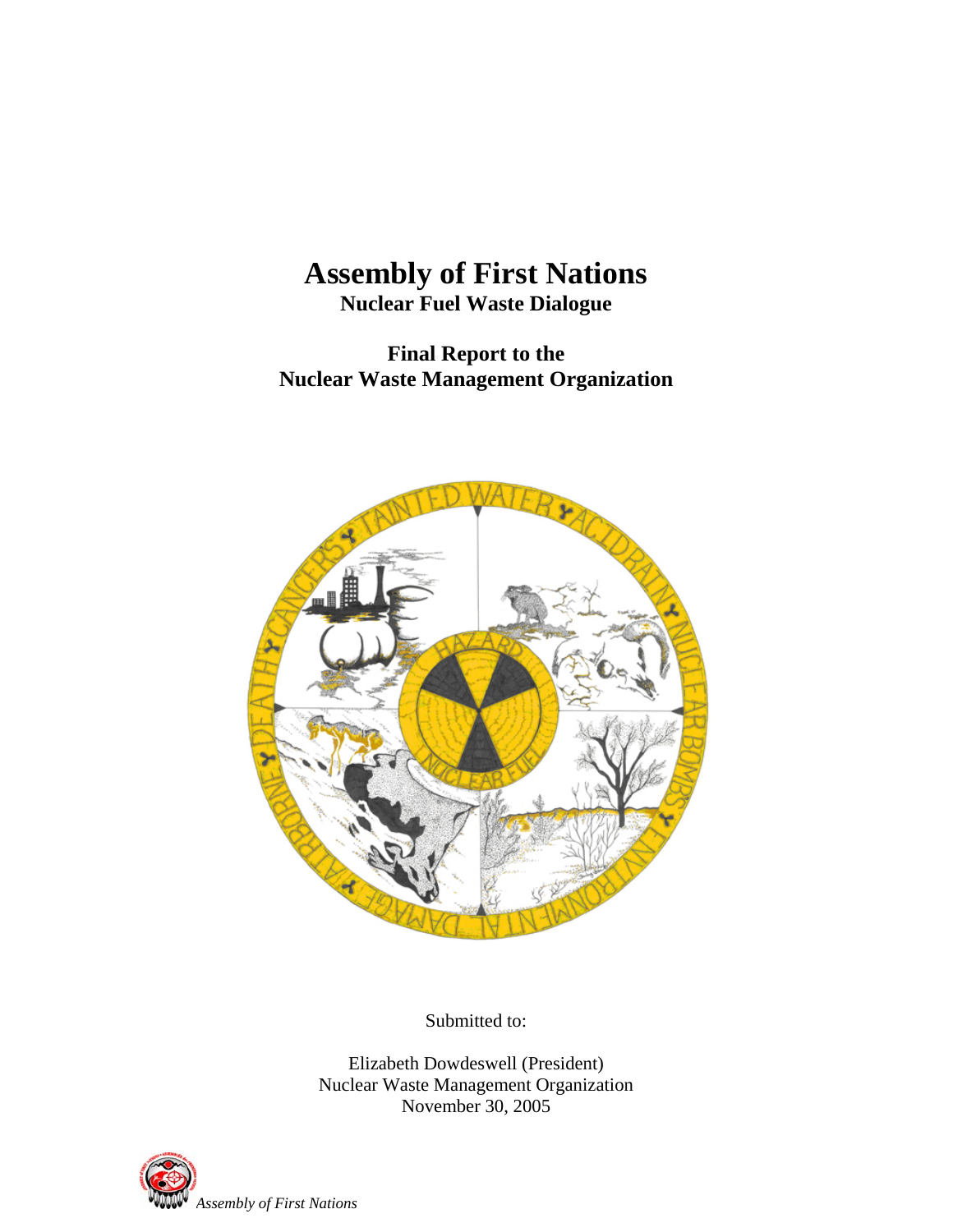# Assembly of First Nations

**Nuclear Fuel Waste Dialogue**

**Final Report to the Nuclear Waste Management Organization**

Submitted to:

Elizabeth Dowdeswell (President)
Nuclear Waste Management Organization
November 30, 2005

*Assembly of First Nations*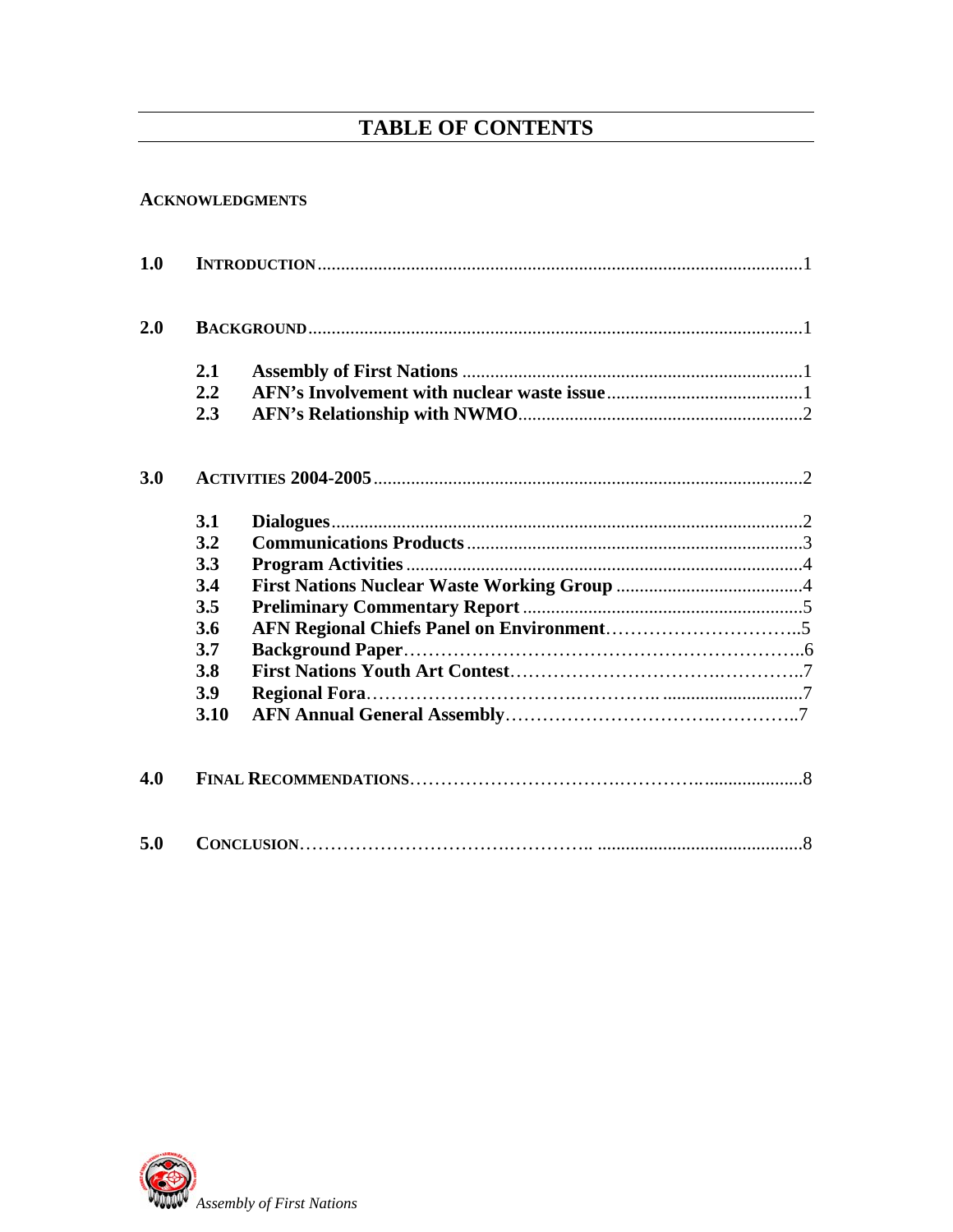# TABLE OF CONTENTS

**ACKNOWLEDGMENTS**

**1.0 INTRODUCTION** ........................................................................................................1

**2.0 BACKGROUND** ..........................................................................................................1

- **2.1 Assembly of First Nations** ........................................................................1
- **2.2 AFN's Involvement with nuclear waste issue** ..........................................1
- **2.3 AFN's Relationship with NWMO** ............................................................2

**3.0 ACTIVITIES 2004-2005** ............................................................................................2

- **3.1 Dialogues** ....................................................................................................2
- **3.2 Communications Products** .......................................................................3
- **3.3 Program Activities** ...................................................................................4
- **3.4 First Nations Nuclear Waste Working Group** ........................................4
- **3.5 Preliminary Commentary Report** ...........................................................5
- **3.6 AFN Regional Chiefs Panel on Environment** ..........................................5
- **3.7 Background Paper** .......................................................................................6
- **3.8 First Nations Youth Art Contest** ................................................................7
- **3.9 Regional Fora** ...............................................................................................7
- **3.10 AFN Annual General Assembly** ................................................................7

**4.0 FINAL RECOMMENDATIONS** ......................................................................................8

**5.0 CONCLUSION** ...........................................................................................................8

*Assembly of First Nations*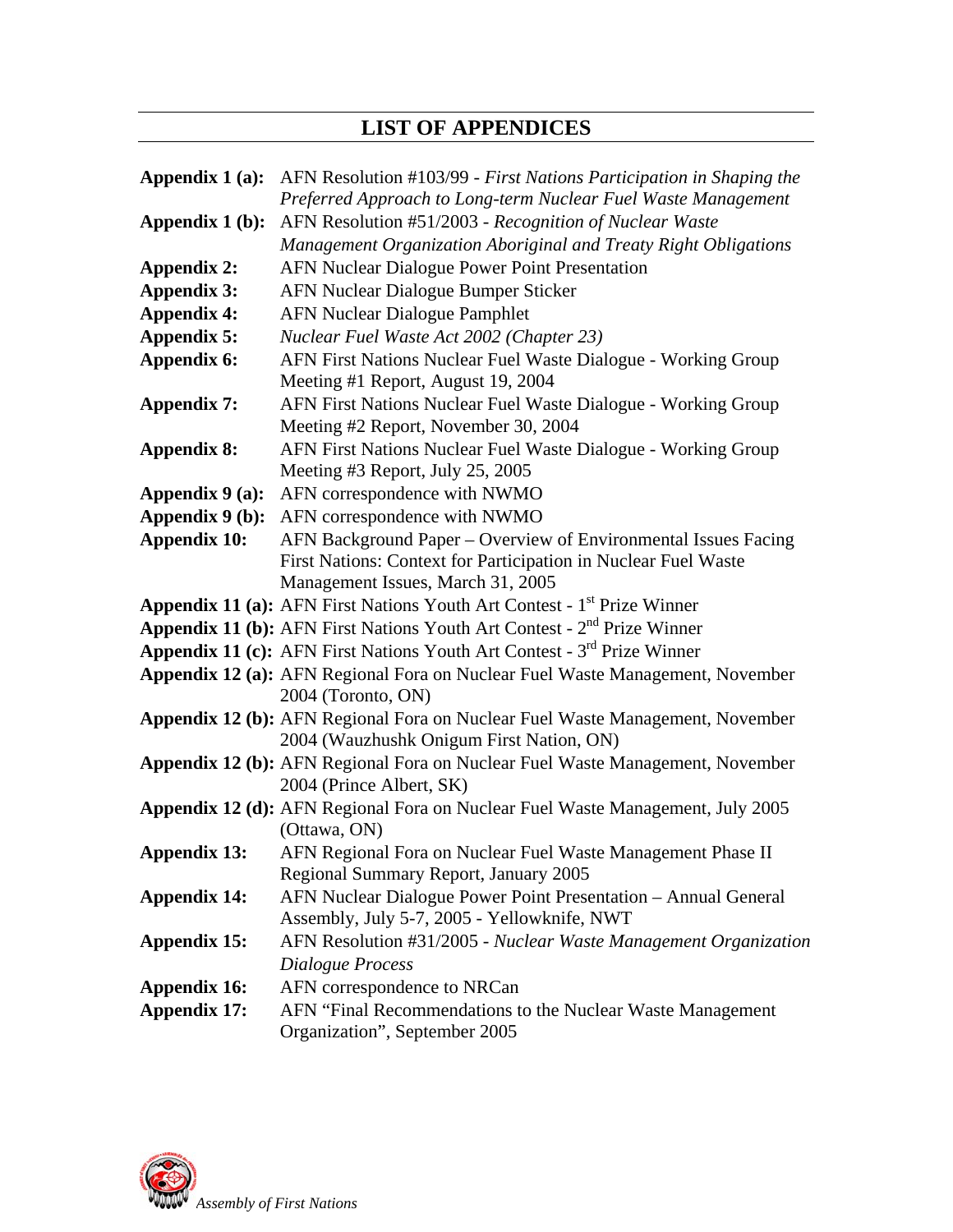# LIST OF APPENDICES

**Appendix 1 (a):** AFN Resolution #103/99 - *First Nations Participation in Shaping the Preferred Approach to Long-term Nuclear Fuel Waste Management*

**Appendix 1 (b):** AFN Resolution #51/2003 - *Recognition of Nuclear Waste Management Organization Aboriginal and Treaty Right Obligations*

**Appendix 2:** AFN Nuclear Dialogue Power Point Presentation

**Appendix 3:** AFN Nuclear Dialogue Bumper Sticker

**Appendix 4:** AFN Nuclear Dialogue Pamphlet

**Appendix 5:** *Nuclear Fuel Waste Act 2002 (Chapter 23)*

**Appendix 6:** AFN First Nations Nuclear Fuel Waste Dialogue - Working Group Meeting #1 Report, August 19, 2004

**Appendix 7:** AFN First Nations Nuclear Fuel Waste Dialogue - Working Group Meeting #2 Report, November 30, 2004

**Appendix 8:** AFN First Nations Nuclear Fuel Waste Dialogue - Working Group Meeting #3 Report, July 25, 2005

**Appendix 9 (a):** AFN correspondence with NWMO

**Appendix 9 (b):** AFN correspondence with NWMO

**Appendix 10:** AFN Background Paper – Overview of Environmental Issues Facing First Nations: Context for Participation in Nuclear Fuel Waste Management Issues, March 31, 2005

**Appendix 11 (a):** AFN First Nations Youth Art Contest - 1st Prize Winner

**Appendix 11 (b):** AFN First Nations Youth Art Contest - 2nd Prize Winner

**Appendix 11 (c):** AFN First Nations Youth Art Contest - 3rd Prize Winner

**Appendix 12 (a):** AFN Regional Fora on Nuclear Fuel Waste Management, November 2004 (Toronto, ON)

**Appendix 12 (b):** AFN Regional Fora on Nuclear Fuel Waste Management, November 2004 (Wauzhushk Onigum First Nation, ON)

**Appendix 12 (b):** AFN Regional Fora on Nuclear Fuel Waste Management, November 2004 (Prince Albert, SK)

**Appendix 12 (d):** AFN Regional Fora on Nuclear Fuel Waste Management, July 2005 (Ottawa, ON)

**Appendix 13:** AFN Regional Fora on Nuclear Fuel Waste Management Phase II Regional Summary Report, January 2005

**Appendix 14:** AFN Nuclear Dialogue Power Point Presentation – Annual General Assembly, July 5-7, 2005 - Yellowknife, NWT

**Appendix 15:** AFN Resolution #31/2005 - *Nuclear Waste Management Organization Dialogue Process*

**Appendix 16:** AFN correspondence to NRCan

**Appendix 17:** AFN "Final Recommendations to the Nuclear Waste Management Organization", September 2005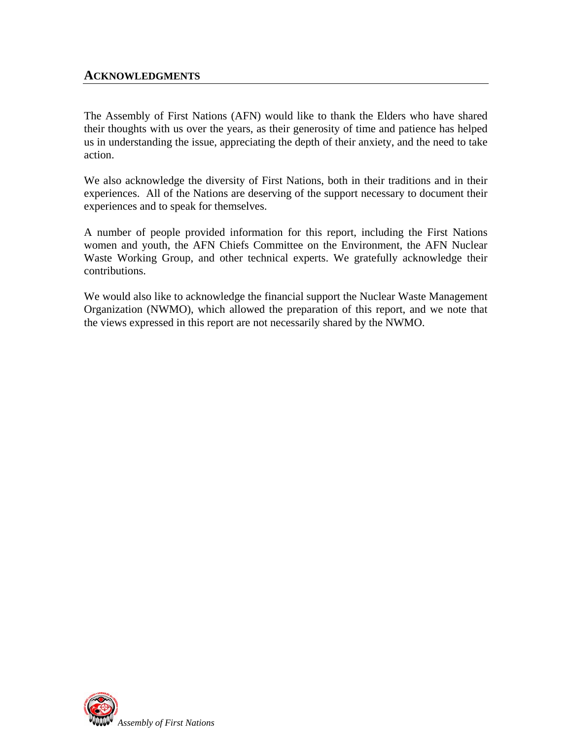## ACKNOWLEDGMENTS

The Assembly of First Nations (AFN) would like to thank the Elders who have shared their thoughts with us over the years, as their generosity of time and patience has helped us in understanding the issue, appreciating the depth of their anxiety, and the need to take action.

We also acknowledge the diversity of First Nations, both in their traditions and in their experiences. All of the Nations are deserving of the support necessary to document their experiences and to speak for themselves.

A number of people provided information for this report, including the First Nations women and youth, the AFN Chiefs Committee on the Environment, the AFN Nuclear Waste Working Group, and other technical experts. We gratefully acknowledge their contributions.

We would also like to acknowledge the financial support the Nuclear Waste Management Organization (NWMO), which allowed the preparation of this report, and we note that the views expressed in this report are not necessarily shared by the NWMO.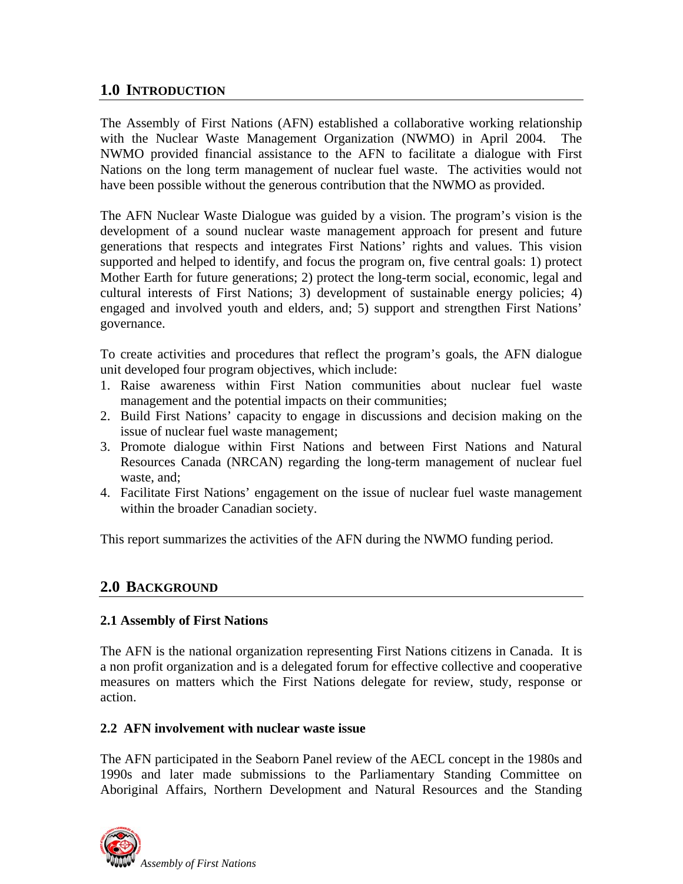## 1.0 INTRODUCTION

The Assembly of First Nations (AFN) established a collaborative working relationship with the Nuclear Waste Management Organization (NWMO) in April 2004. The NWMO provided financial assistance to the AFN to facilitate a dialogue with First Nations on the long term management of nuclear fuel waste. The activities would not have been possible without the generous contribution that the NWMO as provided.

The AFN Nuclear Waste Dialogue was guided by a vision. The program's vision is the development of a sound nuclear waste management approach for present and future generations that respects and integrates First Nations' rights and values. This vision supported and helped to identify, and focus the program on, five central goals: 1) protect Mother Earth for future generations; 2) protect the long-term social, economic, legal and cultural interests of First Nations; 3) development of sustainable energy policies; 4) engaged and involved youth and elders, and; 5) support and strengthen First Nations' governance.

To create activities and procedures that reflect the program's goals, the AFN dialogue unit developed four program objectives, which include:

1. Raise awareness within First Nation communities about nuclear fuel waste management and the potential impacts on their communities;
2. Build First Nations' capacity to engage in discussions and decision making on the issue of nuclear fuel waste management;
3. Promote dialogue within First Nations and between First Nations and Natural Resources Canada (NRCAN) regarding the long-term management of nuclear fuel waste, and;
4. Facilitate First Nations' engagement on the issue of nuclear fuel waste management within the broader Canadian society.

This report summarizes the activities of the AFN during the NWMO funding period.

## 2.0 BACKGROUND

### 2.1 Assembly of First Nations

The AFN is the national organization representing First Nations citizens in Canada. It is a non profit organization and is a delegated forum for effective collective and cooperative measures on matters which the First Nations delegate for review, study, response or action.

### 2.2 AFN involvement with nuclear waste issue

The AFN participated in the Seaborn Panel review of the AECL concept in the 1980s and 1990s and later made submissions to the Parliamentary Standing Committee on Aboriginal Affairs, Northern Development and Natural Resources and the Standing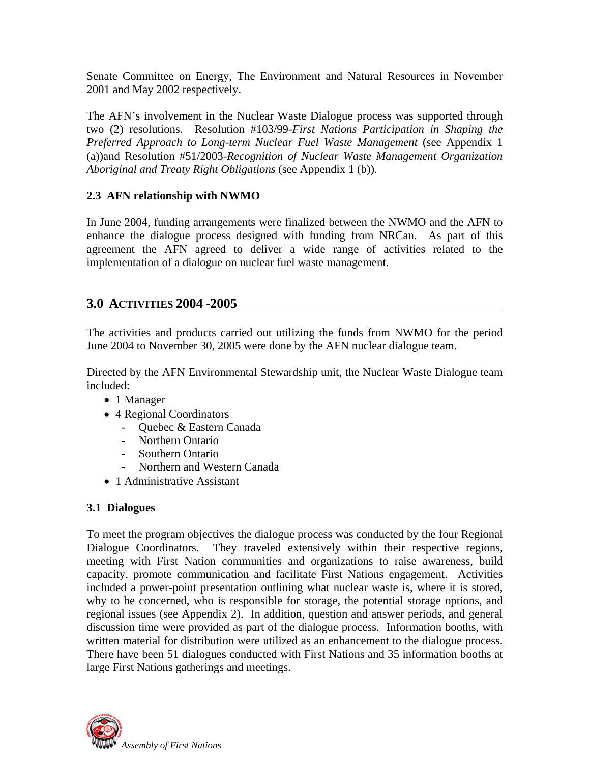Senate Committee on Energy, The Environment and Natural Resources in November 2001 and May 2002 respectively.

The AFN's involvement in the Nuclear Waste Dialogue process was supported through two (2) resolutions. Resolution #103/99-*First Nations Participation in Shaping the Preferred Approach to Long-term Nuclear Fuel Waste Management* (see Appendix 1 (a))and Resolution #51/2003-*Recognition of Nuclear Waste Management Organization Aboriginal and Treaty Right Obligations* (see Appendix 1 (b)).

### 2.3 AFN relationship with NWMO

In June 2004, funding arrangements were finalized between the NWMO and the AFN to enhance the dialogue process designed with funding from NRCan. As part of this agreement the AFN agreed to deliver a wide range of activities related to the implementation of a dialogue on nuclear fuel waste management.

## 3.0 Activities 2004 -2005

The activities and products carried out utilizing the funds from NWMO for the period June 2004 to November 30, 2005 were done by the AFN nuclear dialogue team.

Directed by the AFN Environmental Stewardship unit, the Nuclear Waste Dialogue team included:

- 1 Manager
- 4 Regional Coordinators
  - Quebec & Eastern Canada
  - Northern Ontario
  - Southern Ontario
  - Northern and Western Canada
- 1 Administrative Assistant

### 3.1 Dialogues

To meet the program objectives the dialogue process was conducted by the four Regional Dialogue Coordinators. They traveled extensively within their respective regions, meeting with First Nation communities and organizations to raise awareness, build capacity, promote communication and facilitate First Nations engagement. Activities included a power-point presentation outlining what nuclear waste is, where it is stored, why to be concerned, who is responsible for storage, the potential storage options, and regional issues (see Appendix 2). In addition, question and answer periods, and general discussion time were provided as part of the dialogue process. Information booths, with written material for distribution were utilized as an enhancement to the dialogue process. There have been 51 dialogues conducted with First Nations and 35 information booths at large First Nations gatherings and meetings.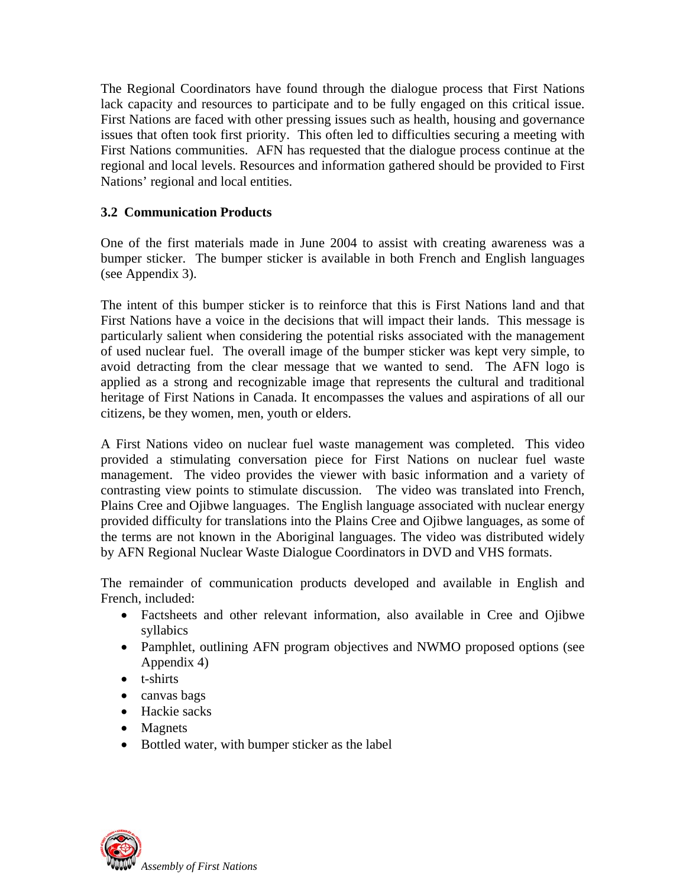The Regional Coordinators have found through the dialogue process that First Nations lack capacity and resources to participate and to be fully engaged on this critical issue. First Nations are faced with other pressing issues such as health, housing and governance issues that often took first priority. This often led to difficulties securing a meeting with First Nations communities. AFN has requested that the dialogue process continue at the regional and local levels. Resources and information gathered should be provided to First Nations' regional and local entities.

### 3.2 Communication Products

One of the first materials made in June 2004 to assist with creating awareness was a bumper sticker. The bumper sticker is available in both French and English languages (see Appendix 3).

The intent of this bumper sticker is to reinforce that this is First Nations land and that First Nations have a voice in the decisions that will impact their lands. This message is particularly salient when considering the potential risks associated with the management of used nuclear fuel. The overall image of the bumper sticker was kept very simple, to avoid detracting from the clear message that we wanted to send. The AFN logo is applied as a strong and recognizable image that represents the cultural and traditional heritage of First Nations in Canada. It encompasses the values and aspirations of all our citizens, be they women, men, youth or elders.

A First Nations video on nuclear fuel waste management was completed. This video provided a stimulating conversation piece for First Nations on nuclear fuel waste management. The video provides the viewer with basic information and a variety of contrasting view points to stimulate discussion. The video was translated into French, Plains Cree and Ojibwe languages. The English language associated with nuclear energy provided difficulty for translations into the Plains Cree and Ojibwe languages, as some of the terms are not known in the Aboriginal languages. The video was distributed widely by AFN Regional Nuclear Waste Dialogue Coordinators in DVD and VHS formats.

The remainder of communication products developed and available in English and French, included:

- Factsheets and other relevant information, also available in Cree and Ojibwe syllabics
- Pamphlet, outlining AFN program objectives and NWMO proposed options (see Appendix 4)
- t-shirts
- canvas bags
- Hackie sacks
- Magnets
- Bottled water, with bumper sticker as the label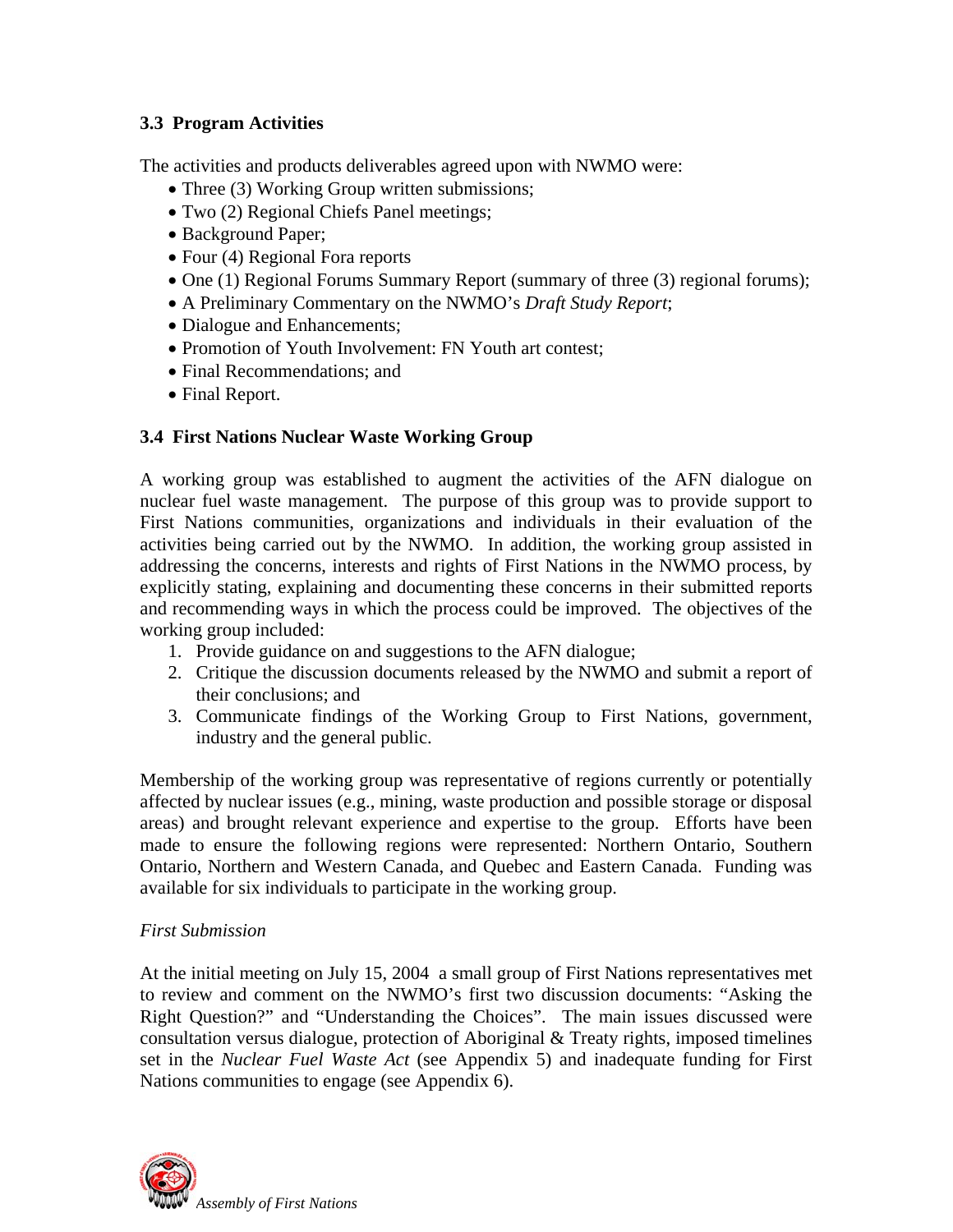### 3.3 Program Activities

The activities and products deliverables agreed upon with NWMO were:

- Three (3) Working Group written submissions;
- Two (2) Regional Chiefs Panel meetings;
- Background Paper;
- Four (4) Regional Fora reports
- One (1) Regional Forums Summary Report (summary of three (3) regional forums);
- A Preliminary Commentary on the NWMO's *Draft Study Report*;
- Dialogue and Enhancements;
- Promotion of Youth Involvement: FN Youth art contest;
- Final Recommendations; and
- Final Report.

### 3.4 First Nations Nuclear Waste Working Group

A working group was established to augment the activities of the AFN dialogue on nuclear fuel waste management. The purpose of this group was to provide support to First Nations communities, organizations and individuals in their evaluation of the activities being carried out by the NWMO. In addition, the working group assisted in addressing the concerns, interests and rights of First Nations in the NWMO process, by explicitly stating, explaining and documenting these concerns in their submitted reports and recommending ways in which the process could be improved. The objectives of the working group included:

1. Provide guidance on and suggestions to the AFN dialogue;
2. Critique the discussion documents released by the NWMO and submit a report of their conclusions; and
3. Communicate findings of the Working Group to First Nations, government, industry and the general public.

Membership of the working group was representative of regions currently or potentially affected by nuclear issues (e.g., mining, waste production and possible storage or disposal areas) and brought relevant experience and expertise to the group. Efforts have been made to ensure the following regions were represented: Northern Ontario, Southern Ontario, Northern and Western Canada, and Quebec and Eastern Canada. Funding was available for six individuals to participate in the working group.

*First Submission*

At the initial meeting on July 15, 2004 a small group of First Nations representatives met to review and comment on the NWMO's first two discussion documents: "Asking the Right Question?" and "Understanding the Choices". The main issues discussed were consultation versus dialogue, protection of Aboriginal & Treaty rights, imposed timelines set in the *Nuclear Fuel Waste Act* (see Appendix 5) and inadequate funding for First Nations communities to engage (see Appendix 6).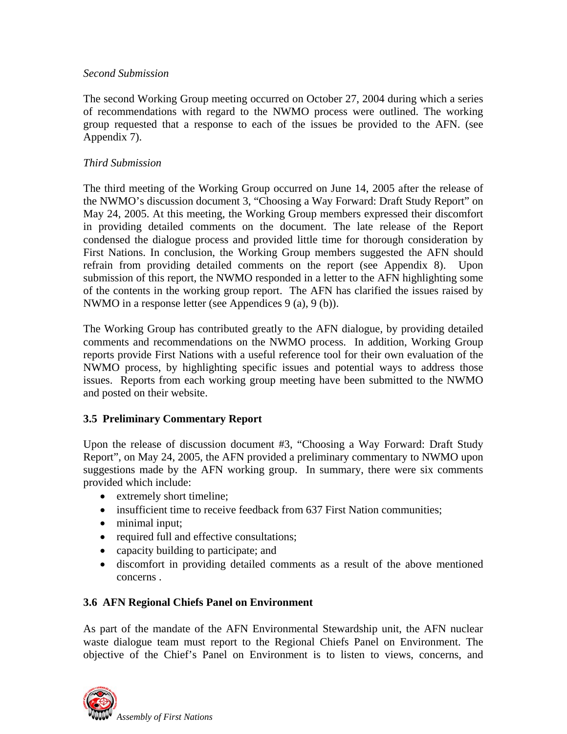*Second Submission*

The second Working Group meeting occurred on October 27, 2004 during which a series of recommendations with regard to the NWMO process were outlined. The working group requested that a response to each of the issues be provided to the AFN. (see Appendix 7).

*Third Submission*

The third meeting of the Working Group occurred on June 14, 2005 after the release of the NWMO's discussion document 3, "Choosing a Way Forward: Draft Study Report" on May 24, 2005. At this meeting, the Working Group members expressed their discomfort in providing detailed comments on the document. The late release of the Report condensed the dialogue process and provided little time for thorough consideration by First Nations. In conclusion, the Working Group members suggested the AFN should refrain from providing detailed comments on the report (see Appendix 8). Upon submission of this report, the NWMO responded in a letter to the AFN highlighting some of the contents in the working group report. The AFN has clarified the issues raised by NWMO in a response letter (see Appendices 9 (a), 9 (b)).

The Working Group has contributed greatly to the AFN dialogue, by providing detailed comments and recommendations on the NWMO process. In addition, Working Group reports provide First Nations with a useful reference tool for their own evaluation of the NWMO process, by highlighting specific issues and potential ways to address those issues. Reports from each working group meeting have been submitted to the NWMO and posted on their website.

### 3.5 Preliminary Commentary Report

Upon the release of discussion document #3, "Choosing a Way Forward: Draft Study Report", on May 24, 2005, the AFN provided a preliminary commentary to NWMO upon suggestions made by the AFN working group. In summary, there were six comments provided which include:

- extremely short timeline;
- insufficient time to receive feedback from 637 First Nation communities;
- minimal input;
- required full and effective consultations;
- capacity building to participate; and
- discomfort in providing detailed comments as a result of the above mentioned concerns .

### 3.6 AFN Regional Chiefs Panel on Environment

As part of the mandate of the AFN Environmental Stewardship unit, the AFN nuclear waste dialogue team must report to the Regional Chiefs Panel on Environment. The objective of the Chief's Panel on Environment is to listen to views, concerns, and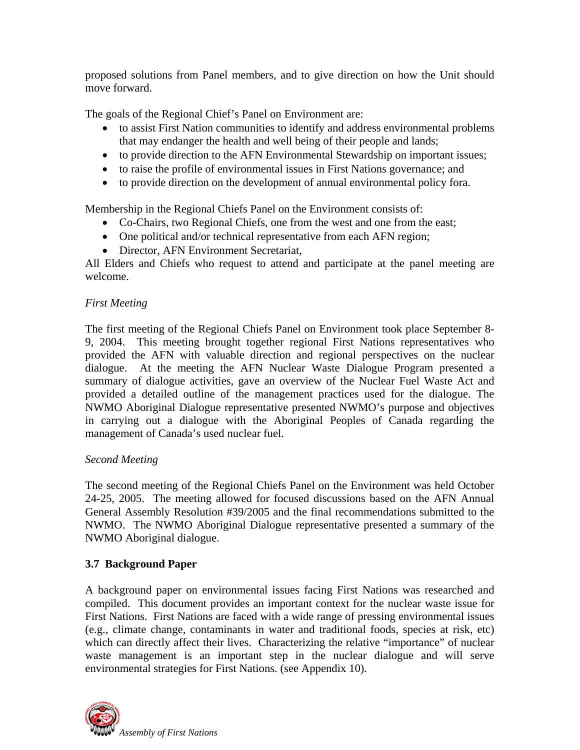proposed solutions from Panel members, and to give direction on how the Unit should move forward.

The goals of the Regional Chief's Panel on Environment are:

- to assist First Nation communities to identify and address environmental problems that may endanger the health and well being of their people and lands;
- to provide direction to the AFN Environmental Stewardship on important issues;
- to raise the profile of environmental issues in First Nations governance; and
- to provide direction on the development of annual environmental policy fora.

Membership in the Regional Chiefs Panel on the Environment consists of:

- Co-Chairs, two Regional Chiefs, one from the west and one from the east;
- One political and/or technical representative from each AFN region;
- Director, AFN Environment Secretariat,

All Elders and Chiefs who request to attend and participate at the panel meeting are welcome.

*First Meeting*

The first meeting of the Regional Chiefs Panel on Environment took place September 8-9, 2004. This meeting brought together regional First Nations representatives who provided the AFN with valuable direction and regional perspectives on the nuclear dialogue. At the meeting the AFN Nuclear Waste Dialogue Program presented a summary of dialogue activities, gave an overview of the Nuclear Fuel Waste Act and provided a detailed outline of the management practices used for the dialogue. The NWMO Aboriginal Dialogue representative presented NWMO's purpose and objectives in carrying out a dialogue with the Aboriginal Peoples of Canada regarding the management of Canada's used nuclear fuel.

*Second Meeting*

The second meeting of the Regional Chiefs Panel on the Environment was held October 24-25, 2005. The meeting allowed for focused discussions based on the AFN Annual General Assembly Resolution #39/2005 and the final recommendations submitted to the NWMO. The NWMO Aboriginal Dialogue representative presented a summary of the NWMO Aboriginal dialogue.

### 3.7 Background Paper

A background paper on environmental issues facing First Nations was researched and compiled. This document provides an important context for the nuclear waste issue for First Nations. First Nations are faced with a wide range of pressing environmental issues (e.g., climate change, contaminants in water and traditional foods, species at risk, etc) which can directly affect their lives. Characterizing the relative "importance" of nuclear waste management is an important step in the nuclear dialogue and will serve environmental strategies for First Nations. (see Appendix 10).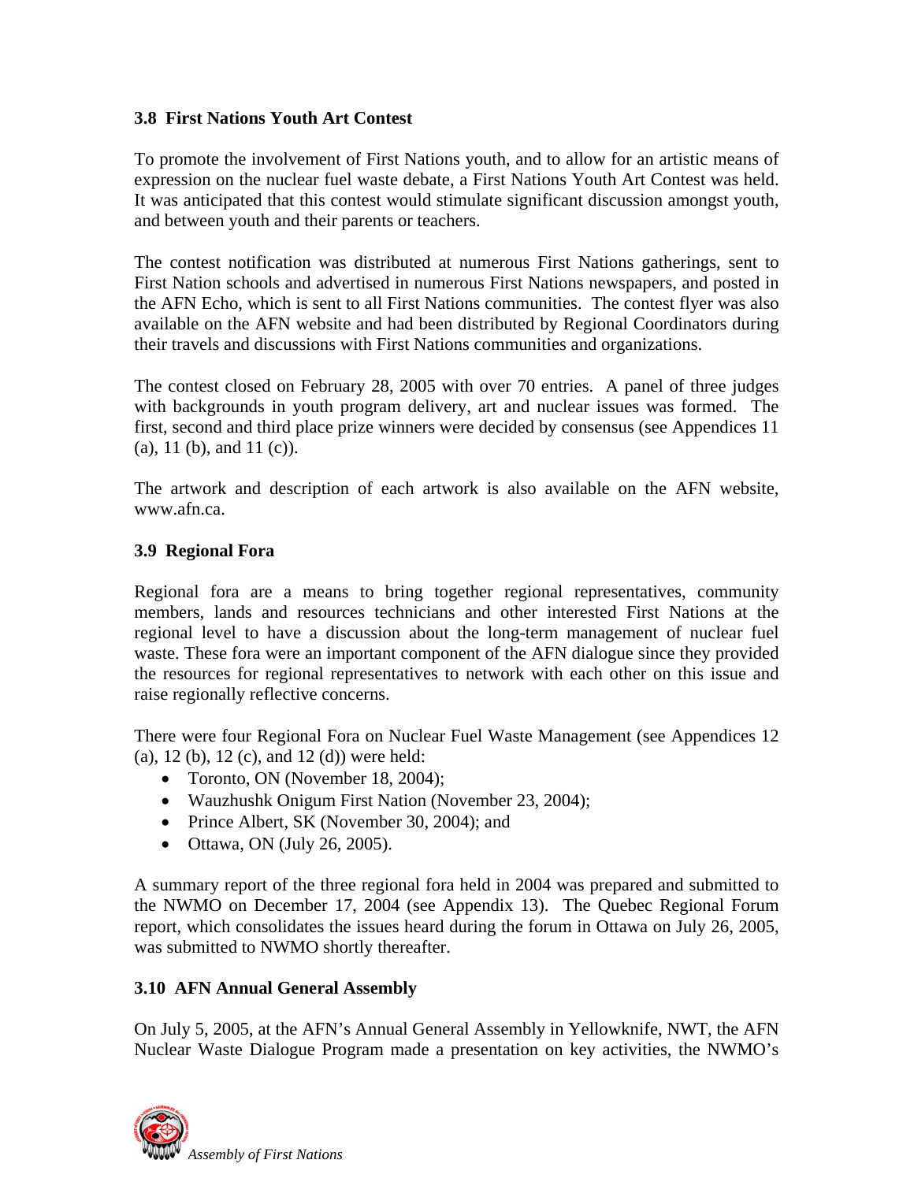### 3.8 First Nations Youth Art Contest

To promote the involvement of First Nations youth, and to allow for an artistic means of expression on the nuclear fuel waste debate, a First Nations Youth Art Contest was held. It was anticipated that this contest would stimulate significant discussion amongst youth, and between youth and their parents or teachers.

The contest notification was distributed at numerous First Nations gatherings, sent to First Nation schools and advertised in numerous First Nations newspapers, and posted in the AFN Echo, which is sent to all First Nations communities. The contest flyer was also available on the AFN website and had been distributed by Regional Coordinators during their travels and discussions with First Nations communities and organizations.

The contest closed on February 28, 2005 with over 70 entries. A panel of three judges with backgrounds in youth program delivery, art and nuclear issues was formed. The first, second and third place prize winners were decided by consensus (see Appendices 11 (a), 11 (b), and 11 (c)).

The artwork and description of each artwork is also available on the AFN website, www.afn.ca.

### 3.9 Regional Fora

Regional fora are a means to bring together regional representatives, community members, lands and resources technicians and other interested First Nations at the regional level to have a discussion about the long-term management of nuclear fuel waste. These fora were an important component of the AFN dialogue since they provided the resources for regional representatives to network with each other on this issue and raise regionally reflective concerns.

There were four Regional Fora on Nuclear Fuel Waste Management (see Appendices 12 (a), 12 (b), 12 (c), and 12 (d)) were held:

- Toronto, ON (November 18, 2004);
- Wauzhushk Onigum First Nation (November 23, 2004);
- Prince Albert, SK (November 30, 2004); and
- Ottawa, ON (July 26, 2005).

A summary report of the three regional fora held in 2004 was prepared and submitted to the NWMO on December 17, 2004 (see Appendix 13). The Quebec Regional Forum report, which consolidates the issues heard during the forum in Ottawa on July 26, 2005, was submitted to NWMO shortly thereafter.

### 3.10 AFN Annual General Assembly

On July 5, 2005, at the AFN's Annual General Assembly in Yellowknife, NWT, the AFN Nuclear Waste Dialogue Program made a presentation on key activities, the NWMO's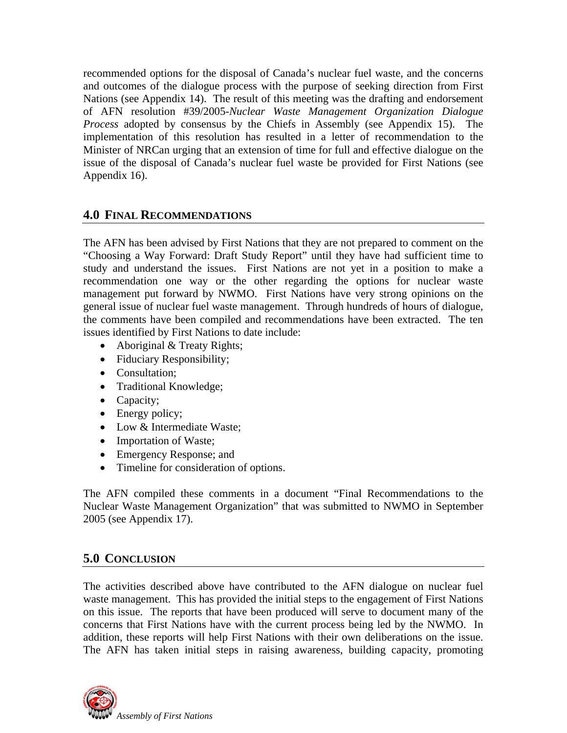recommended options for the disposal of Canada's nuclear fuel waste, and the concerns and outcomes of the dialogue process with the purpose of seeking direction from First Nations (see Appendix 14). The result of this meeting was the drafting and endorsement of AFN resolution #39/2005-*Nuclear Waste Management Organization Dialogue Process* adopted by consensus by the Chiefs in Assembly (see Appendix 15). The implementation of this resolution has resulted in a letter of recommendation to the Minister of NRCan urging that an extension of time for full and effective dialogue on the issue of the disposal of Canada's nuclear fuel waste be provided for First Nations (see Appendix 16).

## 4.0 FINAL RECOMMENDATIONS

The AFN has been advised by First Nations that they are not prepared to comment on the "Choosing a Way Forward: Draft Study Report" until they have had sufficient time to study and understand the issues. First Nations are not yet in a position to make a recommendation one way or the other regarding the options for nuclear waste management put forward by NWMO. First Nations have very strong opinions on the general issue of nuclear fuel waste management. Through hundreds of hours of dialogue, the comments have been compiled and recommendations have been extracted. The ten issues identified by First Nations to date include:

- Aboriginal & Treaty Rights;
- Fiduciary Responsibility;
- Consultation;
- Traditional Knowledge;
- Capacity;
- Energy policy;
- Low & Intermediate Waste;
- Importation of Waste;
- Emergency Response; and
- Timeline for consideration of options.

The AFN compiled these comments in a document "Final Recommendations to the Nuclear Waste Management Organization" that was submitted to NWMO in September 2005 (see Appendix 17).

## 5.0 CONCLUSION

The activities described above have contributed to the AFN dialogue on nuclear fuel waste management. This has provided the initial steps to the engagement of First Nations on this issue. The reports that have been produced will serve to document many of the concerns that First Nations have with the current process being led by the NWMO. In addition, these reports will help First Nations with their own deliberations on the issue. The AFN has taken initial steps in raising awareness, building capacity, promoting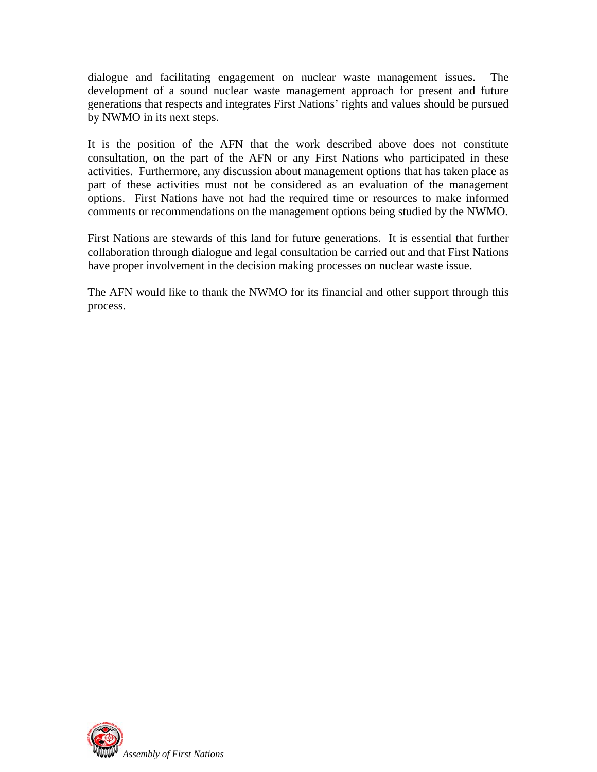dialogue and facilitating engagement on nuclear waste management issues. The development of a sound nuclear waste management approach for present and future generations that respects and integrates First Nations' rights and values should be pursued by NWMO in its next steps.

It is the position of the AFN that the work described above does not constitute consultation, on the part of the AFN or any First Nations who participated in these activities. Furthermore, any discussion about management options that has taken place as part of these activities must not be considered as an evaluation of the management options. First Nations have not had the required time or resources to make informed comments or recommendations on the management options being studied by the NWMO.

First Nations are stewards of this land for future generations. It is essential that further collaboration through dialogue and legal consultation be carried out and that First Nations have proper involvement in the decision making processes on nuclear waste issue.

The AFN would like to thank the NWMO for its financial and other support through this process.